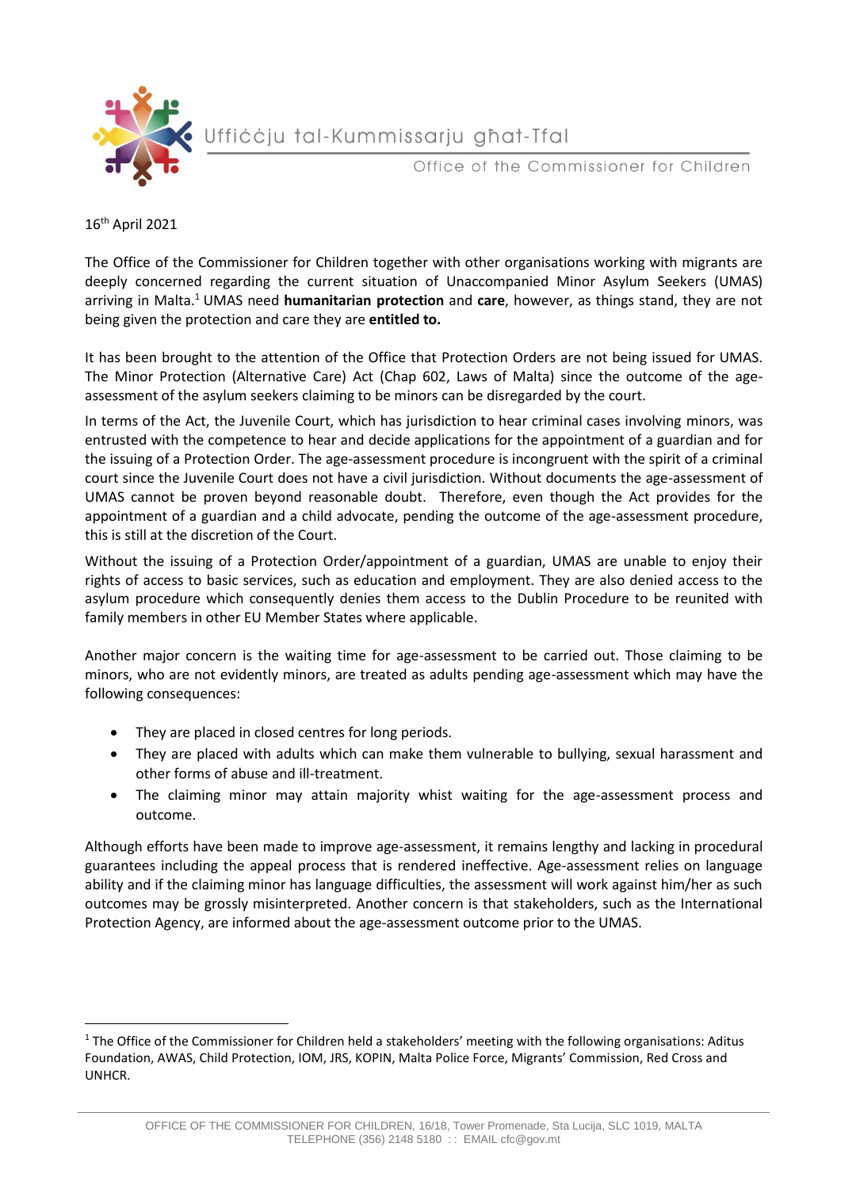Uffiċċju tal-Kummissarju għat-Tfal

Office of the Commissioner for Children

16th April 2021

The Office of the Commissioner for Children together with other organisations working with migrants are deeply concerned regarding the current situation of Unaccompanied Minor Asylum Seekers (UMAS) arriving in Malta.[1] UMAS need **humanitarian protection** and **care**, however, as things stand, they are not being given the protection and care they are **entitled to.**

It has been brought to the attention of the Office that Protection Orders are not being issued for UMAS. The Minor Protection (Alternative Care) Act (Chap 602, Laws of Malta) since the outcome of the age-assessment of the asylum seekers claiming to be minors can be disregarded by the court.

In terms of the Act, the Juvenile Court, which has jurisdiction to hear criminal cases involving minors, was entrusted with the competence to hear and decide applications for the appointment of a guardian and for the issuing of a Protection Order. The age-assessment procedure is incongruent with the spirit of a criminal court since the Juvenile Court does not have a civil jurisdiction. Without documents the age-assessment of UMAS cannot be proven beyond reasonable doubt. Therefore, even though the Act provides for the appointment of a guardian and a child advocate, pending the outcome of the age-assessment procedure, this is still at the discretion of the Court.

Without the issuing of a Protection Order/appointment of a guardian, UMAS are unable to enjoy their rights of access to basic services, such as education and employment. They are also denied access to the asylum procedure which consequently denies them access to the Dublin Procedure to be reunited with family members in other EU Member States where applicable.

Another major concern is the waiting time for age-assessment to be carried out. Those claiming to be minors, who are not evidently minors, are treated as adults pending age-assessment which may have the following consequences:

- They are placed in closed centres for long periods.
- They are placed with adults which can make them vulnerable to bullying, sexual harassment and other forms of abuse and ill-treatment.
- The claiming minor may attain majority whist waiting for the age-assessment process and outcome.

Although efforts have been made to improve age-assessment, it remains lengthy and lacking in procedural guarantees including the appeal process that is rendered ineffective. Age-assessment relies on language ability and if the claiming minor has language difficulties, the assessment will work against him/her as such outcomes may be grossly misinterpreted. Another concern is that stakeholders, such as the International Protection Agency, are informed about the age-assessment outcome prior to the UMAS.

[1] The Office of the Commissioner for Children held a stakeholders' meeting with the following organisations: Aditus Foundation, AWAS, Child Protection, IOM, JRS, KOPIN, Malta Police Force, Migrants' Commission, Red Cross and UNHCR.

OFFICE OF THE COMMISSIONER FOR CHILDREN, 16/18, Tower Promenade, Sta Lucija, SLC 1019, MALTA
TELEPHONE (356) 2148 5180 :: EMAIL cfc@gov.mt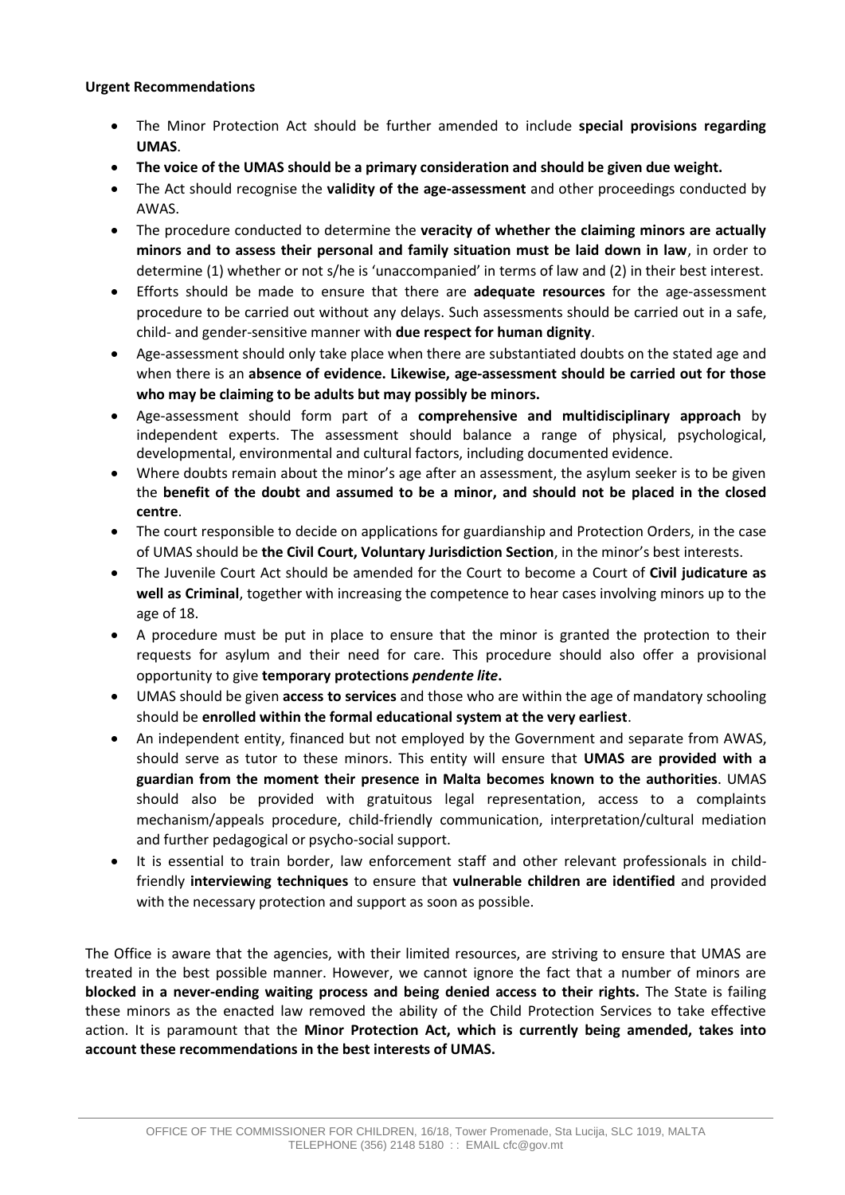**Urgent Recommendations**

- The Minor Protection Act should be further amended to include **special provisions regarding UMAS**.
- **The voice of the UMAS should be a primary consideration and should be given due weight.**
- The Act should recognise the **validity of the age-assessment** and other proceedings conducted by AWAS.
- The procedure conducted to determine the **veracity of whether the claiming minors are actually minors and to assess their personal and family situation must be laid down in law**, in order to determine (1) whether or not s/he is 'unaccompanied' in terms of law and (2) in their best interest.
- Efforts should be made to ensure that there are **adequate resources** for the age-assessment procedure to be carried out without any delays. Such assessments should be carried out in a safe, child- and gender-sensitive manner with **due respect for human dignity**.
- Age-assessment should only take place when there are substantiated doubts on the stated age and when there is an **absence of evidence. Likewise, age-assessment should be carried out for those who may be claiming to be adults but may possibly be minors.**
- Age-assessment should form part of a **comprehensive and multidisciplinary approach** by independent experts. The assessment should balance a range of physical, psychological, developmental, environmental and cultural factors, including documented evidence.
- Where doubts remain about the minor's age after an assessment, the asylum seeker is to be given the **benefit of the doubt and assumed to be a minor, and should not be placed in the closed centre**.
- The court responsible to decide on applications for guardianship and Protection Orders, in the case of UMAS should be **the Civil Court, Voluntary Jurisdiction Section**, in the minor's best interests.
- The Juvenile Court Act should be amended for the Court to become a Court of **Civil judicature as well as Criminal**, together with increasing the competence to hear cases involving minors up to the age of 18.
- A procedure must be put in place to ensure that the minor is granted the protection to their requests for asylum and their need for care. This procedure should also offer a provisional opportunity to give **temporary protections *pendente lite*.**
- UMAS should be given **access to services** and those who are within the age of mandatory schooling should be **enrolled within the formal educational system at the very earliest**.
- An independent entity, financed but not employed by the Government and separate from AWAS, should serve as tutor to these minors. This entity will ensure that **UMAS are provided with a guardian from the moment their presence in Malta becomes known to the authorities**. UMAS should also be provided with gratuitous legal representation, access to a complaints mechanism/appeals procedure, child-friendly communication, interpretation/cultural mediation and further pedagogical or psycho-social support.
- It is essential to train border, law enforcement staff and other relevant professionals in child-friendly **interviewing techniques** to ensure that **vulnerable children are identified** and provided with the necessary protection and support as soon as possible.

The Office is aware that the agencies, with their limited resources, are striving to ensure that UMAS are treated in the best possible manner. However, we cannot ignore the fact that a number of minors are **blocked in a never-ending waiting process and being denied access to their rights.** The State is failing these minors as the enacted law removed the ability of the Child Protection Services to take effective action. It is paramount that the **Minor Protection Act, which is currently being amended, takes into account these recommendations in the best interests of UMAS.**